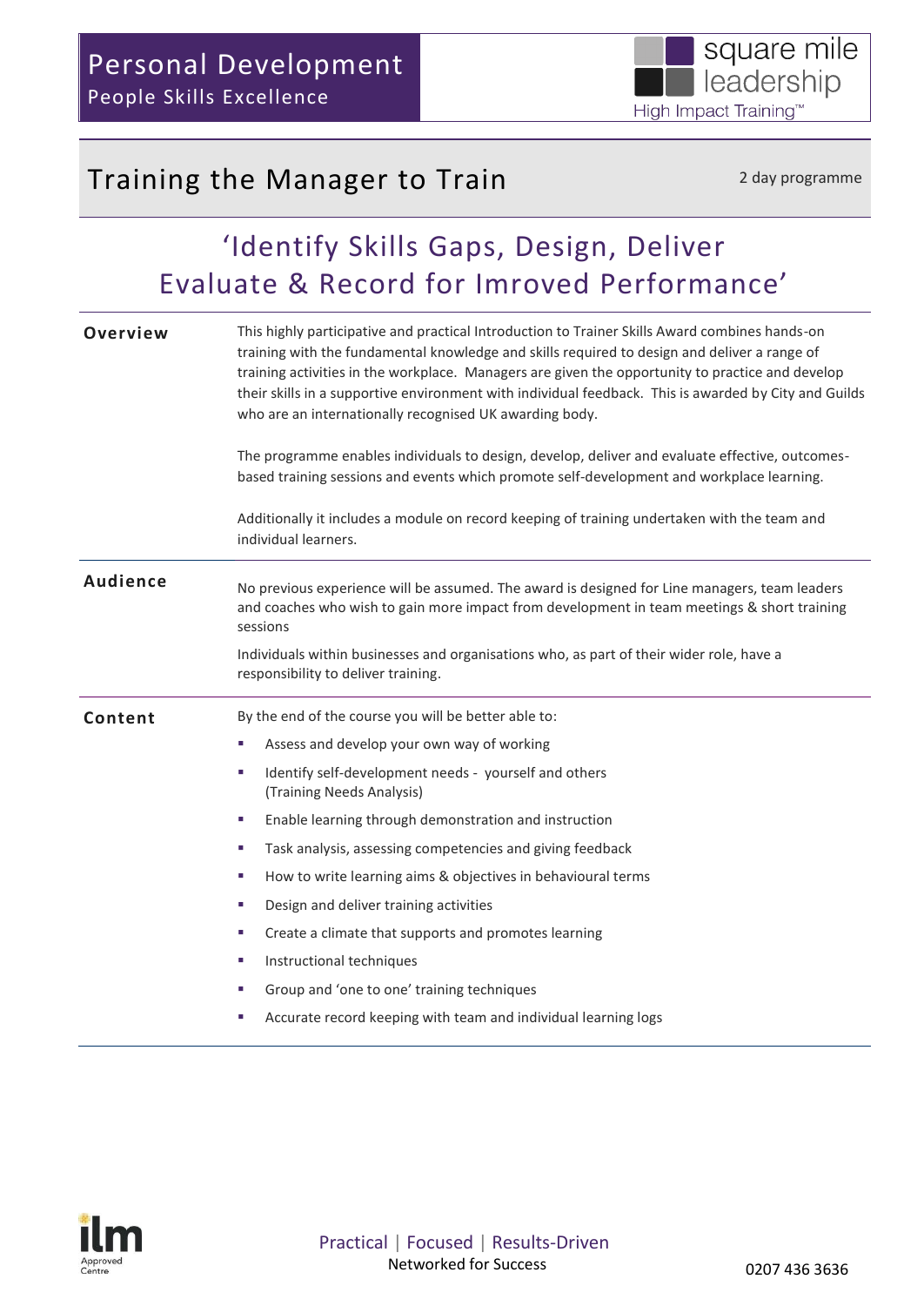Personal Development
People Skills Excellence

square mile leadership
High Impact Training™

# Training the Manager to Train

2 day programme

## 'Identify Skills Gaps, Design, Deliver Evaluate & Record for Imroved Performance'

**Overview**

This highly participative and practical Introduction to Trainer Skills Award combines hands-on training with the fundamental knowledge and skills required to design and deliver a range of training activities in the workplace. Managers are given the opportunity to practice and develop their skills in a supportive environment with individual feedback. This is awarded by City and Guilds who are an internationally recognised UK awarding body.

The programme enables individuals to design, develop, deliver and evaluate effective, outcomes-based training sessions and events which promote self-development and workplace learning.

Additionally it includes a module on record keeping of training undertaken with the team and individual learners.

**Audience**

No previous experience will be assumed. The award is designed for Line managers, team leaders and coaches who wish to gain more impact from development in team meetings & short training sessions

Individuals within businesses and organisations who, as part of their wider role, have a responsibility to deliver training.

**Content**

By the end of the course you will be better able to:

- Assess and develop your own way of working
- Identify self-development needs - yourself and others (Training Needs Analysis)
- Enable learning through demonstration and instruction
- Task analysis, assessing competencies and giving feedback
- How to write learning aims & objectives in behavioural terms
- Design and deliver training activities
- Create a climate that supports and promotes learning
- Instructional techniques
- Group and 'one to one' training techniques
- Accurate record keeping with team and individual learning logs

ilm Approved Centre

Practical | Focused | Results-Driven
Networked for Success

0207 436 3636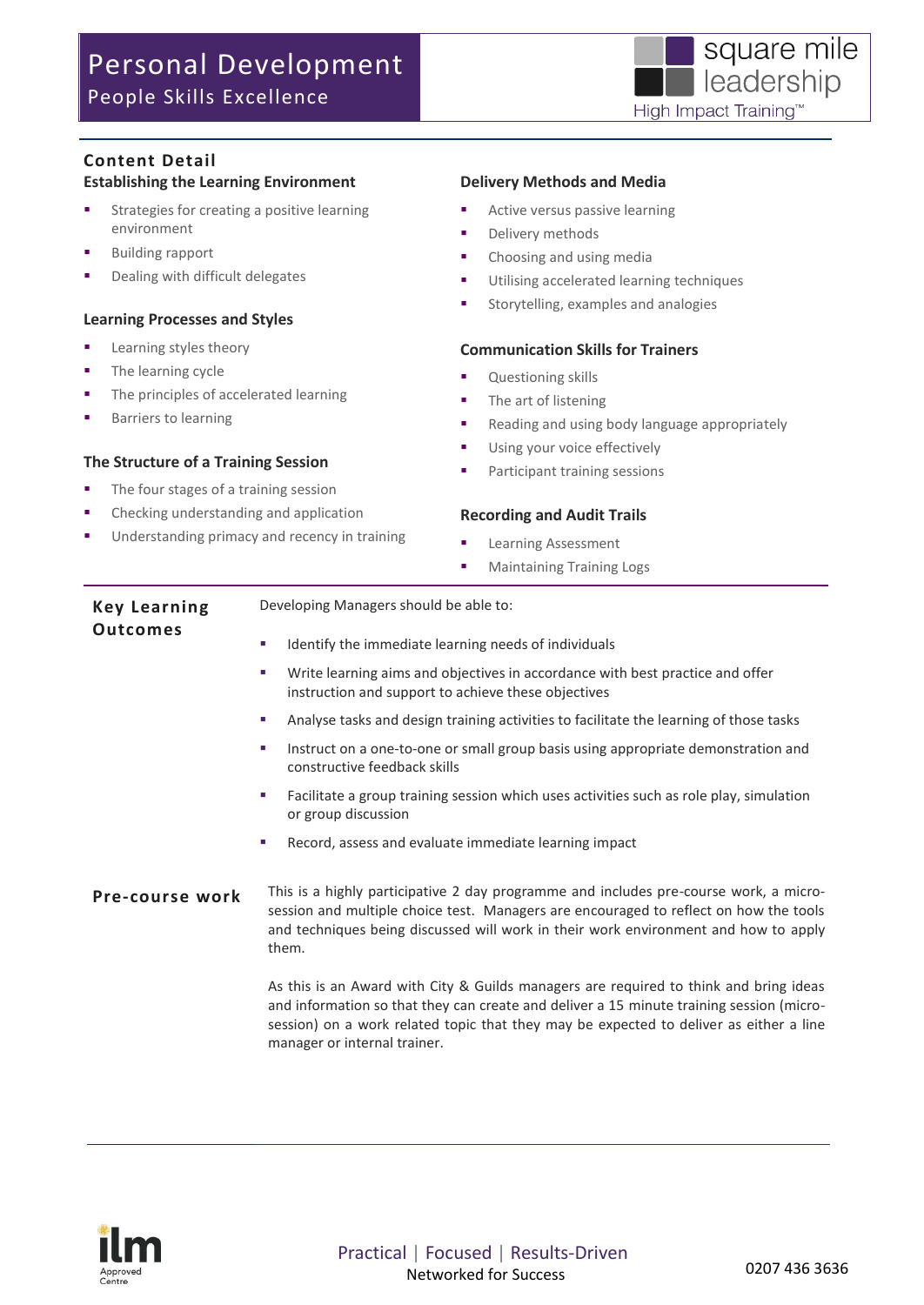# Personal Development

People Skills Excellence

## Content Detail

### Establishing the Learning Environment

- Strategies for creating a positive learning environment
- Building rapport
- Dealing with difficult delegates

### Learning Processes and Styles

- Learning styles theory
- The learning cycle
- The principles of accelerated learning
- Barriers to learning

### The Structure of a Training Session

- The four stages of a training session
- Checking understanding and application
- Understanding primacy and recency in training

### Delivery Methods and Media

- Active versus passive learning
- Delivery methods
- Choosing and using media
- Utilising accelerated learning techniques
- Storytelling, examples and analogies

### Communication Skills for Trainers

- Questioning skills
- The art of listening
- Reading and using body language appropriately
- Using your voice effectively
- Participant training sessions

### Recording and Audit Trails

- Learning Assessment
- Maintaining Training Logs

## Key Learning Outcomes

Developing Managers should be able to:

- Identify the immediate learning needs of individuals
- Write learning aims and objectives in accordance with best practice and offer instruction and support to achieve these objectives
- Analyse tasks and design training activities to facilitate the learning of those tasks
- Instruct on a one-to-one or small group basis using appropriate demonstration and constructive feedback skills
- Facilitate a group training session which uses activities such as role play, simulation or group discussion
- Record, assess and evaluate immediate learning impact

## Pre-course work

This is a highly participative 2 day programme and includes pre-course work, a micro-session and multiple choice test. Managers are encouraged to reflect on how the tools and techniques being discussed will work in their work environment and how to apply them.

As this is an Award with City & Guilds managers are required to think and bring ideas and information so that they can create and deliver a 15 minute training session (micro-session) on a work related topic that they may be expected to deliver as either a line manager or internal trainer.

Practical | Focused | Results-Driven

Networked for Success

0207 436 3636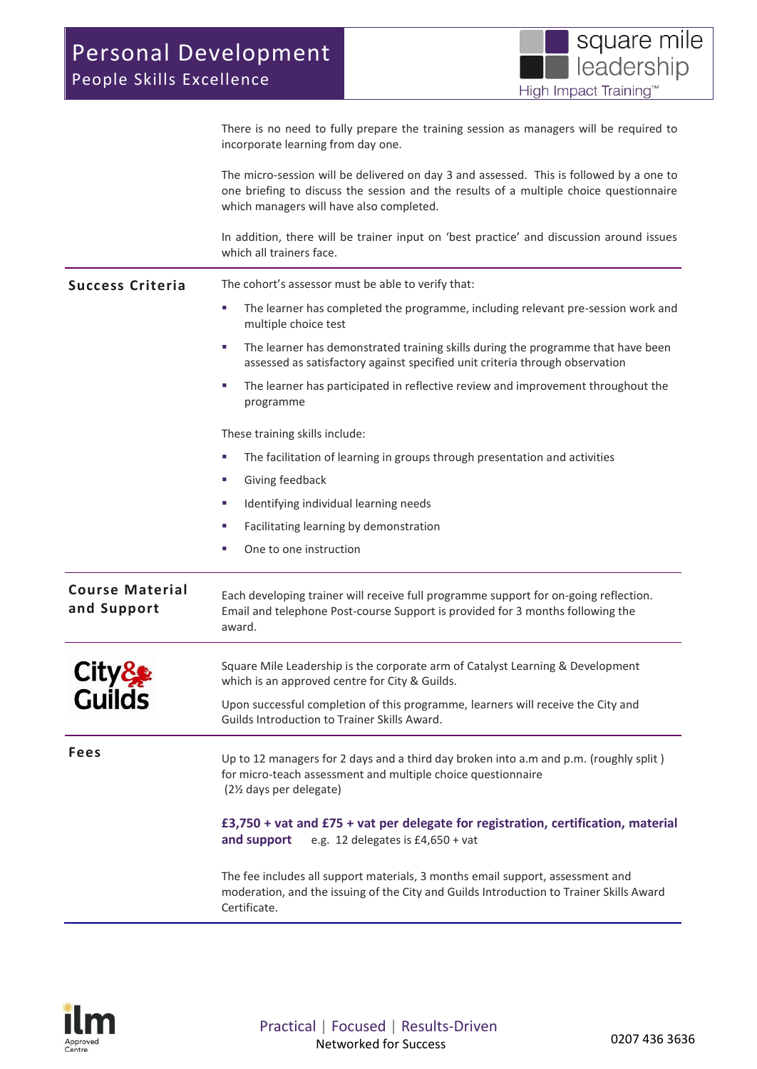There is no need to fully prepare the training session as managers will be required to incorporate learning from day one.

The micro-session will be delivered on day 3 and assessed. This is followed by a one to one briefing to discuss the session and the results of a multiple choice questionnaire which managers will have also completed.

In addition, there will be trainer input on 'best practice' and discussion around issues which all trainers face.

## Success Criteria

The cohort's assessor must be able to verify that:

- The learner has completed the programme, including relevant pre-session work and multiple choice test
- The learner has demonstrated training skills during the programme that have been assessed as satisfactory against specified unit criteria through observation
- The learner has participated in reflective review and improvement throughout the programme

These training skills include:

- The facilitation of learning in groups through presentation and activities
- Giving feedback
- Identifying individual learning needs
- Facilitating learning by demonstration
- One to one instruction

## Course Material and Support

Each developing trainer will receive full programme support for on-going reflection. Email and telephone Post-course Support is provided for 3 months following the award.

## City & Guilds

Square Mile Leadership is the corporate arm of Catalyst Learning & Development which is an approved centre for City & Guilds.

Upon successful completion of this programme, learners will receive the City and Guilds Introduction to Trainer Skills Award.

## Fees

Up to 12 managers for 2 days and a third day broken into a.m and p.m. (roughly split ) for micro-teach assessment and multiple choice questionnaire (2½ days per delegate)

**£3,750 + vat and £75 + vat per delegate for registration, certification, material and support** e.g. 12 delegates is £4,650 + vat

The fee includes all support materials, 3 months email support, assessment and moderation, and the issuing of the City and Guilds Introduction to Trainer Skills Award Certificate.

Practical | Focused | Results-Driven

Networked for Success

0207 436 3636